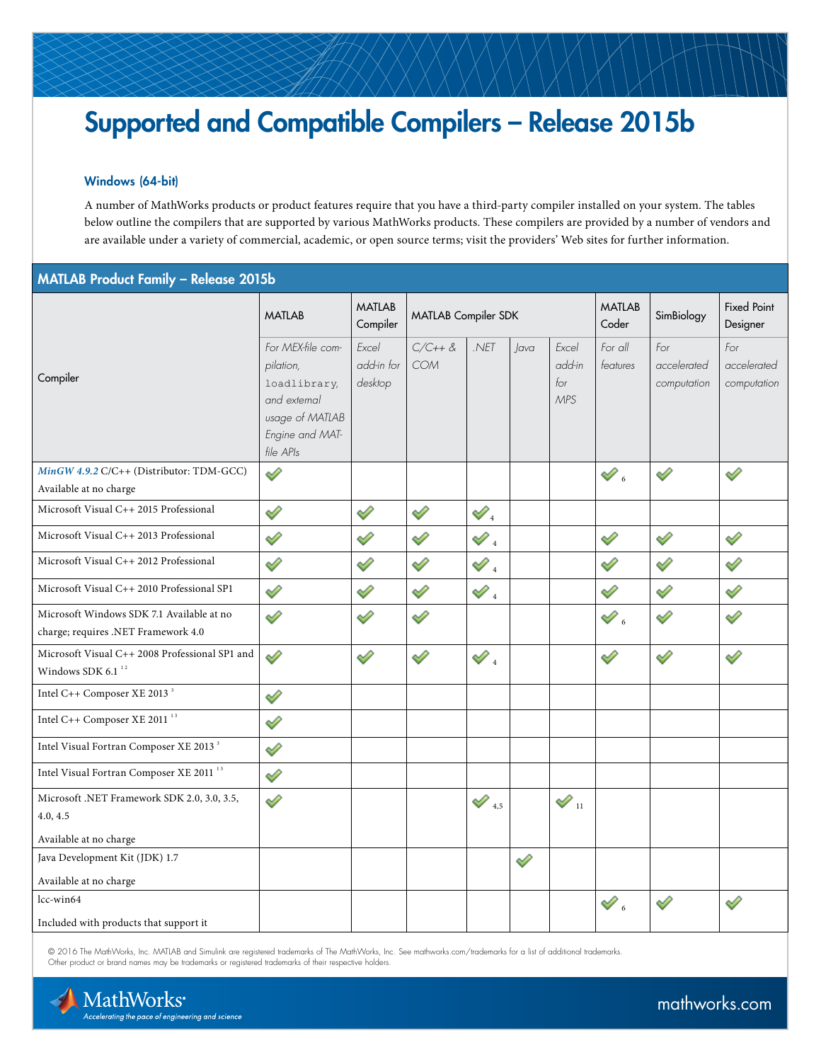# Supported and Compatible Compilers – Release 2015b

### Windows (64-bit)

A number of MathWorks products or product features require that you have a third-party compiler installed on your system. The tables below outline the compilers that are supported by various MathWorks products. These compilers are provided by a number of vendors and are available under a variety of commercial, academic, or open source terms; visit the providers' Web sites for further information.

## MATLAB Product Family – Release 2015b

| Compiler | MATLAB | MATLAB Compiler | MATLAB Compiler SDK | | | | MATLAB Coder | SimBiology | Fixed Point Designer |
|---|---|---|---|---|---|---|---|---|---|
| | *For MEX-file compilation,* `loadlibrary`*, and external usage of MATLAB Engine and MAT-file APIs* | *Excel add-in for desktop* | *C/C++ & COM* | *.NET* | *Java* | *Excel add-in for MPS* | *For all features* | *For accelerated computation* | *For accelerated computation* |
| *MinGW 4.9.2* C/C++ (Distributor: TDM-GCC) Available at no charge | ✓ | | | | | | ✓ 6 | ✓ | ✓ |
| Microsoft Visual C++ 2015 Professional | ✓ | ✓ | ✓ | ✓ 4 | | | | | |
| Microsoft Visual C++ 2013 Professional | ✓ | ✓ | ✓ | ✓ 4 | | | ✓ | ✓ | ✓ |
| Microsoft Visual C++ 2012 Professional | ✓ | ✓ | ✓ | ✓ 4 | | | ✓ | ✓ | ✓ |
| Microsoft Visual C++ 2010 Professional SP1 | ✓ | ✓ | ✓ | ✓ 4 | | | ✓ | ✓ | ✓ |
| Microsoft Windows SDK 7.1 Available at no charge; requires .NET Framework 4.0 | ✓ | ✓ | ✓ | | | | ✓ 6 | ✓ | ✓ |
| Microsoft Visual C++ 2008 Professional SP1 and Windows SDK 6.1 [1 2] | ✓ | ✓ | ✓ | ✓ 4 | | | ✓ | ✓ | ✓ |
| Intel C++ Composer XE 2013 [3] | ✓ | | | | | | | | |
| Intel C++ Composer XE 2011 [1 3] | ✓ | | | | | | | | |
| Intel Visual Fortran Composer XE 2013 [3] | ✓ | | | | | | | | |
| Intel Visual Fortran Composer XE 2011 [1 3] | ✓ | | | | | | | | |
| Microsoft .NET Framework SDK 2.0, 3.0, 3.5, 4.0, 4.5 Available at no charge | ✓ | | | ✓ 4,5 | | ✓ 11 | | | |
| Java Development Kit (JDK) 1.7 Available at no charge | | | | | ✓ | | | | |
| lcc-win64 Included with products that support it | | | | | | | ✓ 6 | ✓ | ✓ |

© 2016 The MathWorks, Inc. MATLAB and Simulink are registered trademarks of The MathWorks, Inc. See mathworks.com/trademarks for a list of additional trademarks. Other product or brand names may be trademarks or registered trademarks of their respective holders.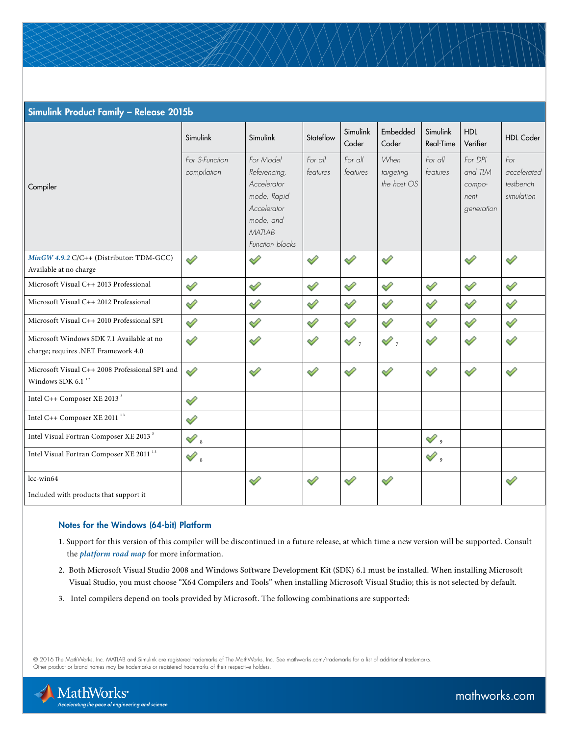## Simulink Product Family – Release 2015b

| Compiler | Simulink | Simulink | Stateflow | Simulink Coder | Embedded Coder | Simulink Real-Time | HDL Verifier | HDL Coder |
|---|---|---|---|---|---|---|---|---|
| | *For S-Function compilation* | *For Model Referencing, Accelerator mode, Rapid Accelerator mode, and MATLAB Function blocks* | *For all features* | *For all features* | *When targeting the host OS* | *For all features* | *For DPI and TLM component generation* | *For accelerated testbench simulation* |
| *MinGW 4.9.2* C/C++ (Distributor: TDM-GCC) Available at no charge | ✓ | ✓ | ✓ | ✓ | ✓ | | ✓ | ✓ |
| Microsoft Visual C++ 2013 Professional | ✓ | ✓ | ✓ | ✓ | ✓ | ✓ | ✓ | ✓ |
| Microsoft Visual C++ 2012 Professional | ✓ | ✓ | ✓ | ✓ | ✓ | ✓ | ✓ | ✓ |
| Microsoft Visual C++ 2010 Professional SP1 | ✓ | ✓ | ✓ | ✓ | ✓ | ✓ | ✓ | ✓ |
| Microsoft Windows SDK 7.1 Available at no charge; requires .NET Framework 4.0 | ✓ | ✓ | ✓ | ✓ [7] | ✓ [7] | ✓ | ✓ | ✓ |
| Microsoft Visual C++ 2008 Professional SP1 and Windows SDK 6.1 [1 2] | ✓ | ✓ | ✓ | ✓ | ✓ | ✓ | ✓ | ✓ |
| Intel C++ Composer XE 2013 [3] | ✓ | | | | | | | |
| Intel C++ Composer XE 2011 [1 3] | ✓ | | | | | | | |
| Intel Visual Fortran Composer XE 2013 [3] | ✓ [8] | | | | | ✓ [9] | | |
| Intel Visual Fortran Composer XE 2011 [1 3] | ✓ [8] | | | | | ✓ [9] | | |
| lcc-win64 Included with products that support it | | ✓ | ✓ | ✓ | ✓ | | | ✓ |

### Notes for the Windows (64-bit) Platform

1. Support for this version of this compiler will be discontinued in a future release, at which time a new version will be supported. Consult the ***platform road map*** for more information.
2. Both Microsoft Visual Studio 2008 and Windows Software Development Kit (SDK) 6.1 must be installed. When installing Microsoft Visual Studio, you must choose "X64 Compilers and Tools" when installing Microsoft Visual Studio; this is not selected by default.
3. Intel compilers depend on tools provided by Microsoft. The following combinations are supported:

© 2016 The MathWorks, Inc. MATLAB and Simulink are registered trademarks of The MathWorks, Inc. See mathworks.com/trademarks for a list of additional trademarks. Other product or brand names may be trademarks or registered trademarks of their respective holders.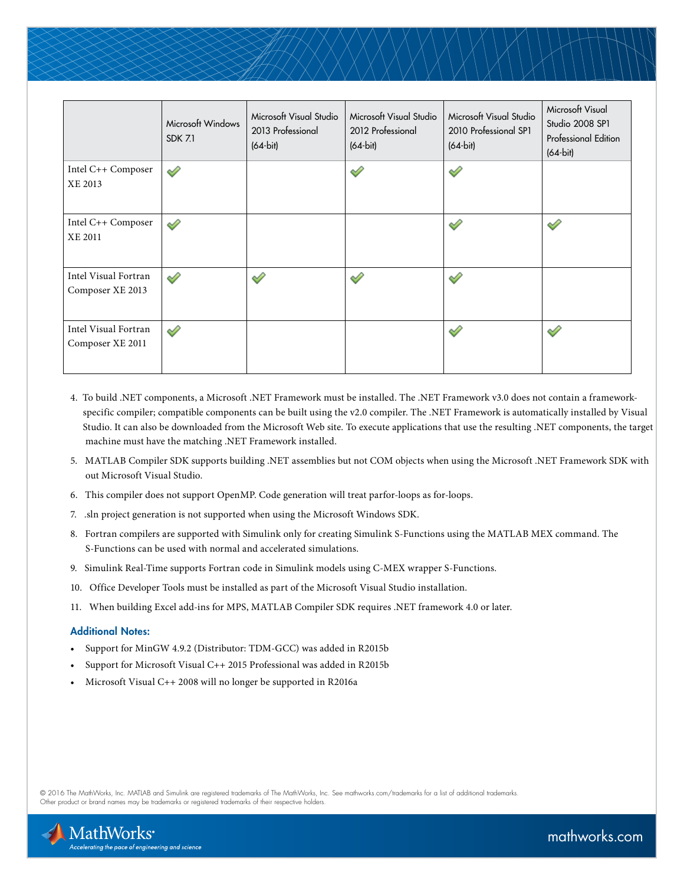| | Microsoft Windows SDK 7.1 | Microsoft Visual Studio 2013 Professional (64-bit) | Microsoft Visual Studio 2012 Professional (64-bit) | Microsoft Visual Studio 2010 Professional SP1 (64-bit) | Microsoft Visual Studio 2008 SP1 Professional Edition (64-bit) |
|---|---|---|---|---|---|
| Intel C++ Composer XE 2013 | ✓ | | ✓ | ✓ | |
| Intel C++ Composer XE 2011 | ✓ | | | ✓ | ✓ |
| Intel Visual Fortran Composer XE 2013 | ✓ | ✓ | ✓ | ✓ | |
| Intel Visual Fortran Composer XE 2011 | ✓ | | | ✓ | ✓ |

4. To build .NET components, a Microsoft .NET Framework must be installed. The .NET Framework v3.0 does not contain a framework-specific compiler; compatible components can be built using the v2.0 compiler. The .NET Framework is automatically installed by Visual Studio. It can also be downloaded from the Microsoft Web site. To execute applications that use the resulting .NET components, the target machine must have the matching .NET Framework installed.
5. MATLAB Compiler SDK supports building .NET assemblies but not COM objects when using the Microsoft .NET Framework SDK with out Microsoft Visual Studio.
6. This compiler does not support OpenMP. Code generation will treat parfor-loops as for-loops.
7. .sln project generation is not supported when using the Microsoft Windows SDK.
8. Fortran compilers are supported with Simulink only for creating Simulink S-Functions using the MATLAB MEX command. The S-Functions can be used with normal and accelerated simulations.
9. Simulink Real-Time supports Fortran code in Simulink models using C-MEX wrapper S-Functions.
10. Office Developer Tools must be installed as part of the Microsoft Visual Studio installation.
11. When building Excel add-ins for MPS, MATLAB Compiler SDK requires .NET framework 4.0 or later.

### Additional Notes:

- Support for MinGW 4.9.2 (Distributor: TDM-GCC) was added in R2015b
- Support for Microsoft Visual C++ 2015 Professional was added in R2015b
- Microsoft Visual C++ 2008 will no longer be supported in R2016a

© 2016 The MathWorks, Inc. MATLAB and Simulink are registered trademarks of The MathWorks, Inc. See mathworks.com/trademarks for a list of additional trademarks. Other product or brand names may be trademarks or registered trademarks of their respective holders.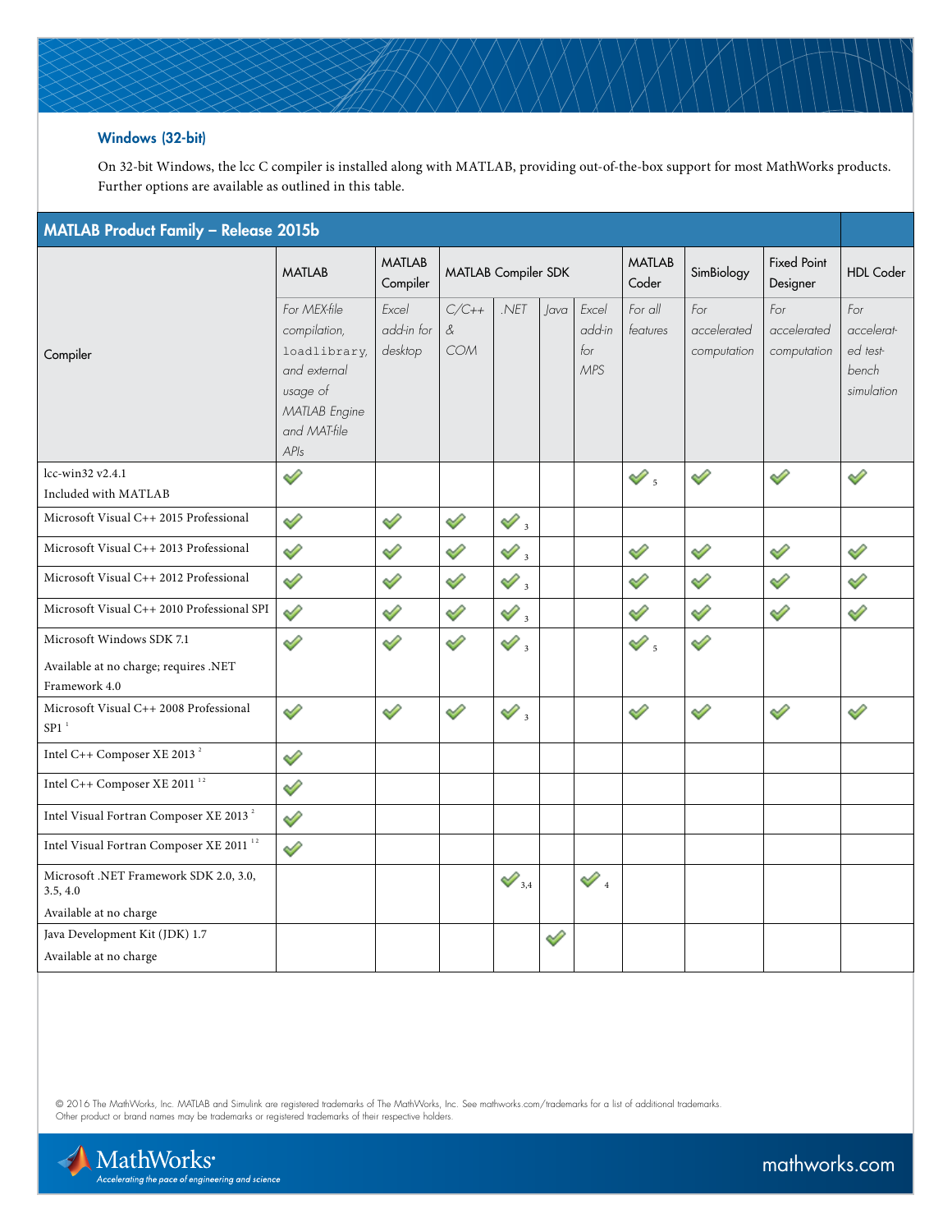### Windows (32-bit)

On 32-bit Windows, the lcc C compiler is installed along with MATLAB, providing out-of-the-box support for most MathWorks products. Further options are available as outlined in this table.

**MATLAB Product Family – Release 2015b**

| Compiler | MATLAB | MATLAB Compiler | MATLAB Compiler SDK | | | | MATLAB Coder | SimBiology | Fixed Point Designer | HDL Coder |
|---|---|---|---|---|---|---|---|---|---|---|
| | *For MEX-file compilation,* `loadlibrary`*, and external usage of MATLAB Engine and MAT-file APIs* | *Excel add-in for desktop* | *C/C++ & COM* | *.NET* | *Java* | *Excel add-in for MPS* | *For all features* | *For accelerated computation* | *For accelerated computation* | *For accelerated test-bench simulation* |
| lcc-win32 v2.4.1<br>Included with MATLAB | ✔ | | | | | | ✔ 5 | ✔ | ✔ | ✔ |
| Microsoft Visual C++ 2015 Professional | ✔ | ✔ | ✔ | ✔ 3 | | | | | | |
| Microsoft Visual C++ 2013 Professional | ✔ | ✔ | ✔ | ✔ 3 | | | ✔ | ✔ | ✔ | ✔ |
| Microsoft Visual C++ 2012 Professional | ✔ | ✔ | ✔ | ✔ 3 | | | ✔ | ✔ | ✔ | ✔ |
| Microsoft Visual C++ 2010 Professional SPI | ✔ | ✔ | ✔ | ✔ 3 | | | ✔ | ✔ | ✔ | ✔ |
| Microsoft Windows SDK 7.1<br>Available at no charge; requires .NET Framework 4.0 | ✔ | ✔ | ✔ | ✔ 3 | | | ✔ 5 | ✔ | | |
| Microsoft Visual C++ 2008 Professional SP1 [1] | ✔ | ✔ | ✔ | ✔ 3 | | | ✔ | ✔ | ✔ | ✔ |
| Intel C++ Composer XE 2013 [2] | ✔ | | | | | | | | | |
| Intel C++ Composer XE 2011 [1 2] | ✔ | | | | | | | | | |
| Intel Visual Fortran Composer XE 2013 [2] | ✔ | | | | | | | | | |
| Intel Visual Fortran Composer XE 2011 [1 2] | ✔ | | | | | | | | | |
| Microsoft .NET Framework SDK 2.0, 3.0, 3.5, 4.0<br>Available at no charge | | | | ✔ 3,4 | | ✔ 4 | | | | |
| Java Development Kit (JDK) 1.7<br>Available at no charge | | | | | ✔ | | | | | |

© 2016 The MathWorks, Inc. MATLAB and Simulink are registered trademarks of The MathWorks, Inc. See mathworks.com/trademarks for a list of additional trademarks. Other product or brand names may be trademarks or registered trademarks of their respective holders.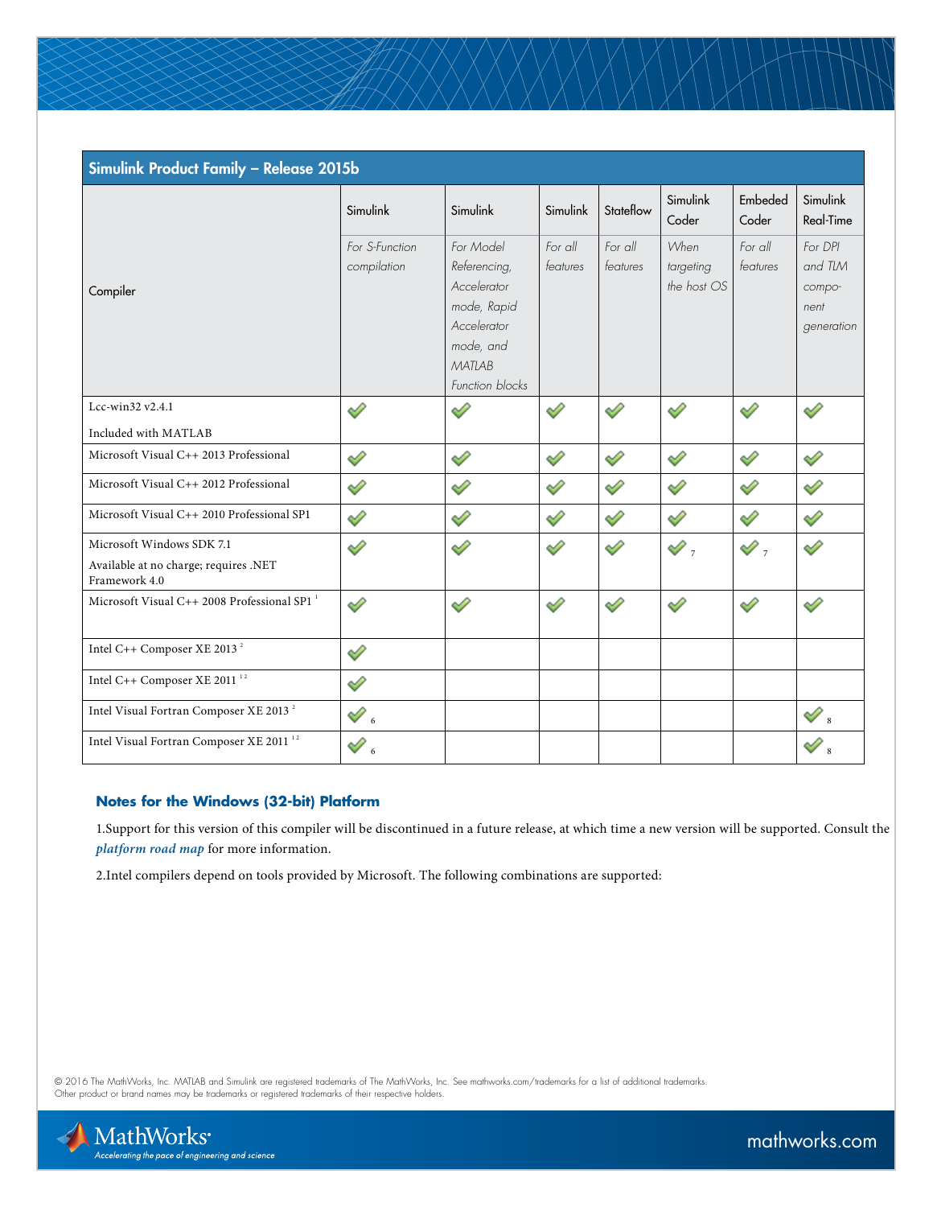| Simulink Product Family – Release 2015b | | | | | | | |
|---|---|---|---|---|---|---|---|
| Compiler | Simulink<br>*For S-Function compilation* | Simulink<br>*For Model Referencing, Accelerator mode, Rapid Accelerator mode, and MATLAB Function blocks* | Simulink<br>*For all features* | Stateflow<br>*For all features* | Simulink Coder<br>*When targeting the host OS* | Embeded Coder<br>*For all features* | Simulink Real-Time<br>*For DPI and TLM compo-nent generation* |
| Lcc-win32 v2.4.1<br>Included with MATLAB | ✔ | ✔ | ✔ | ✔ | ✔ | ✔ | ✔ |
| Microsoft Visual C++ 2013 Professional | ✔ | ✔ | ✔ | ✔ | ✔ | ✔ | ✔ |
| Microsoft Visual C++ 2012 Professional | ✔ | ✔ | ✔ | ✔ | ✔ | ✔ | ✔ |
| Microsoft Visual C++ 2010 Professional SP1 | ✔ | ✔ | ✔ | ✔ | ✔ | ✔ | ✔ |
| Microsoft Windows SDK 7.1<br>Available at no charge; requires .NET Framework 4.0 | ✔ | ✔ | ✔ | ✔ | ✔ [7] | ✔ [7] | ✔ |
| Microsoft Visual C++ 2008 Professional SP1 [1] | ✔ | ✔ | ✔ | ✔ | ✔ | ✔ | ✔ |
| Intel C++ Composer XE 2013 [2] | ✔ | | | | | | |
| Intel C++ Composer XE 2011 [1 2] | ✔ | | | | | | |
| Intel Visual Fortran Composer XE 2013 [2] | ✔ [6] | | | | | | ✔ [8] |
| Intel Visual Fortran Composer XE 2011 [1 2] | ✔ [6] | | | | | | ✔ [8] |

### Notes for the Windows (32-bit) Platform

1.Support for this version of this compiler will be discontinued in a future release, at which time a new version will be supported. Consult the *platform road map* for more information.

2.Intel compilers depend on tools provided by Microsoft. The following combinations are supported: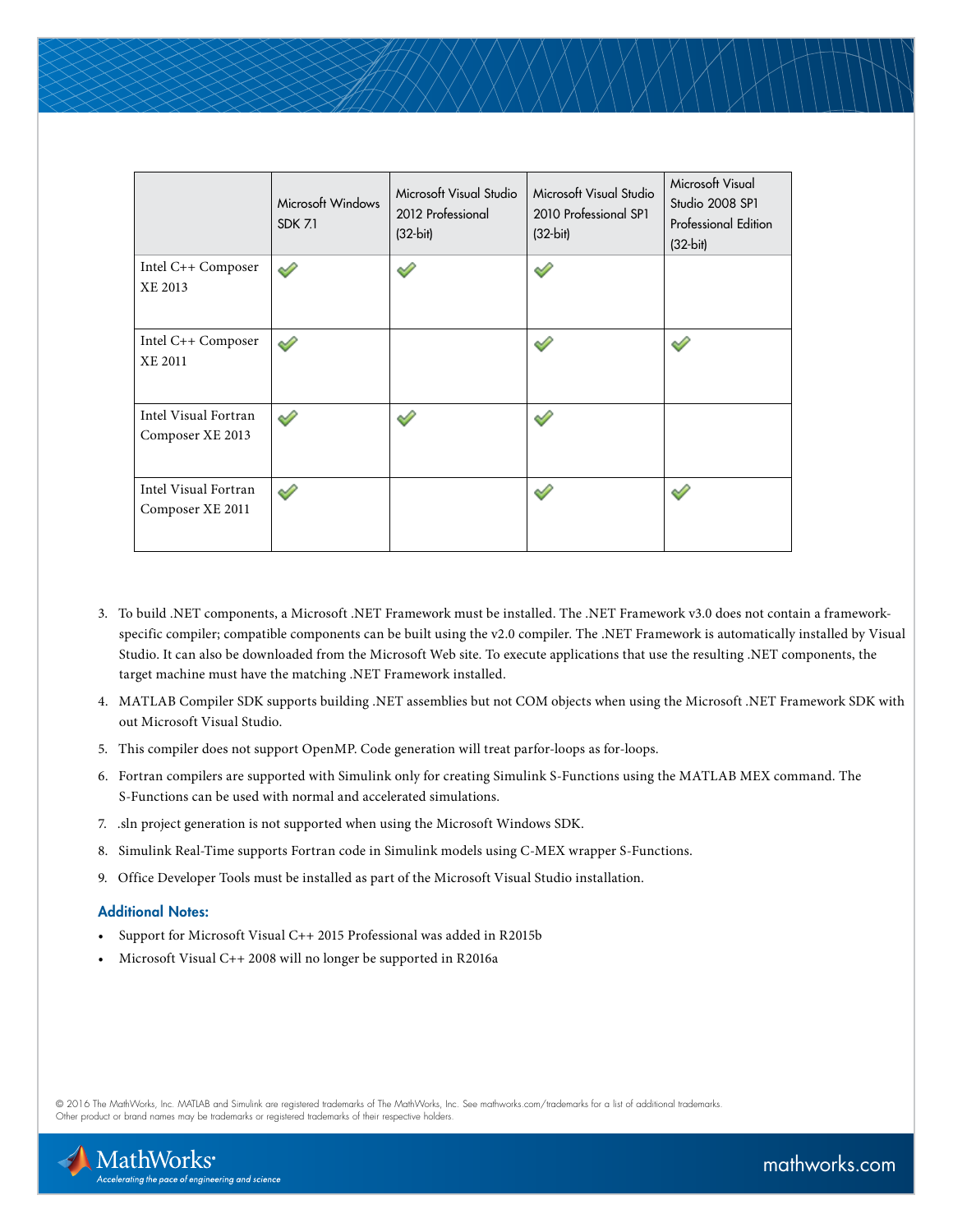| | Microsoft Windows SDK 7.1 | Microsoft Visual Studio 2012 Professional (32-bit) | Microsoft Visual Studio 2010 Professional SP1 (32-bit) | Microsoft Visual Studio 2008 SP1 Professional Edition (32-bit) |
|---|---|---|---|---|
| Intel C++ Composer XE 2013 | ✔ | ✔ | ✔ | |
| Intel C++ Composer XE 2011 | ✔ | | ✔ | ✔ |
| Intel Visual Fortran Composer XE 2013 | ✔ | ✔ | ✔ | |
| Intel Visual Fortran Composer XE 2011 | ✔ | | ✔ | ✔ |

3. To build .NET components, a Microsoft .NET Framework must be installed. The .NET Framework v3.0 does not contain a framework-specific compiler; compatible components can be built using the v2.0 compiler. The .NET Framework is automatically installed by Visual Studio. It can also be downloaded from the Microsoft Web site. To execute applications that use the resulting .NET components, the target machine must have the matching .NET Framework installed.
4. MATLAB Compiler SDK supports building .NET assemblies but not COM objects when using the Microsoft .NET Framework SDK with out Microsoft Visual Studio.
5. This compiler does not support OpenMP. Code generation will treat parfor-loops as for-loops.
6. Fortran compilers are supported with Simulink only for creating Simulink S-Functions using the MATLAB MEX command. The S-Functions can be used with normal and accelerated simulations.
7. .sln project generation is not supported when using the Microsoft Windows SDK.
8. Simulink Real-Time supports Fortran code in Simulink models using C-MEX wrapper S-Functions.
9. Office Developer Tools must be installed as part of the Microsoft Visual Studio installation.

### Additional Notes:

- Support for Microsoft Visual C++ 2015 Professional was added in R2015b
- Microsoft Visual C++ 2008 will no longer be supported in R2016a

© 2016 The MathWorks, Inc. MATLAB and Simulink are registered trademarks of The MathWorks, Inc. See mathworks.com/trademarks for a list of additional trademarks. Other product or brand names may be trademarks or registered trademarks of their respective holders.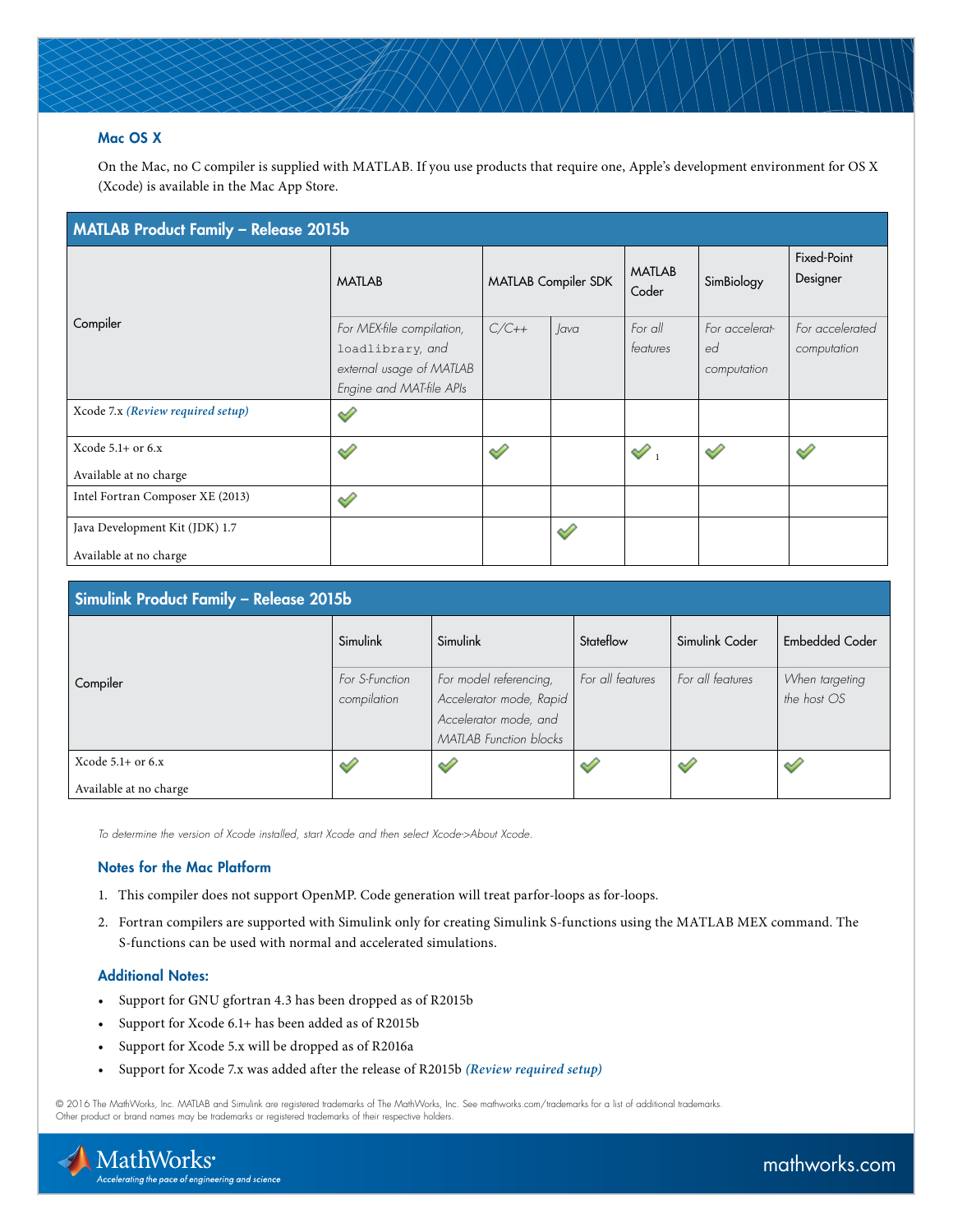## Mac OS X

On the Mac, no C compiler is supplied with MATLAB. If you use products that require one, Apple's development environment for OS X (Xcode) is available in the Mac App Store.

**MATLAB Product Family – Release 2015b**

| Compiler | MATLAB | MATLAB Compiler SDK | | MATLAB Coder | SimBiology | Fixed-Point Designer |
|---|---|---|---|---|---|---|
| | *For MEX-file compilation, `loadlibrary`, and external usage of MATLAB Engine and MAT-file APIs* | *C/C++* | *Java* | *For all features* | *For accelerated computation* | *For accelerated computation* |
| Xcode 7.x *(Review required setup)* | ✓ | | | | | |
| Xcode 5.1+ or 6.x<br>Available at no charge | ✓ | ✓ | | ✓ [1] | ✓ | ✓ |
| Intel Fortran Composer XE (2013) | ✓ | | | | | |
| Java Development Kit (JDK) 1.7<br>Available at no charge | | | ✓ | | | |

**Simulink Product Family – Release 2015b**

| Compiler | Simulink | Simulink | Stateflow | Simulink Coder | Embedded Coder |
|---|---|---|---|---|---|
| | *For S-Function compilation* | *For model referencing, Accelerator mode, Rapid Accelerator mode, and MATLAB Function blocks* | *For all features* | *For all features* | *When targeting the host OS* |
| Xcode 5.1+ or 6.x<br>Available at no charge | ✓ | ✓ | ✓ | ✓ | ✓ |

*To determine the version of Xcode installed, start Xcode and then select Xcode->About Xcode.*

### Notes for the Mac Platform

1. This compiler does not support OpenMP. Code generation will treat parfor-loops as for-loops.
2. Fortran compilers are supported with Simulink only for creating Simulink S-functions using the MATLAB MEX command. The S-functions can be used with normal and accelerated simulations.

### Additional Notes:

- Support for GNU gfortran 4.3 has been dropped as of R2015b
- Support for Xcode 6.1+ has been added as of R2015b
- Support for Xcode 5.x will be dropped as of R2016a
- Support for Xcode 7.x was added after the release of R2015b *(Review required setup)*

© 2016 The MathWorks, Inc. MATLAB and Simulink are registered trademarks of The MathWorks, Inc. See mathworks.com/trademarks for a list of additional trademarks. Other product or brand names may be trademarks or registered trademarks of their respective holders.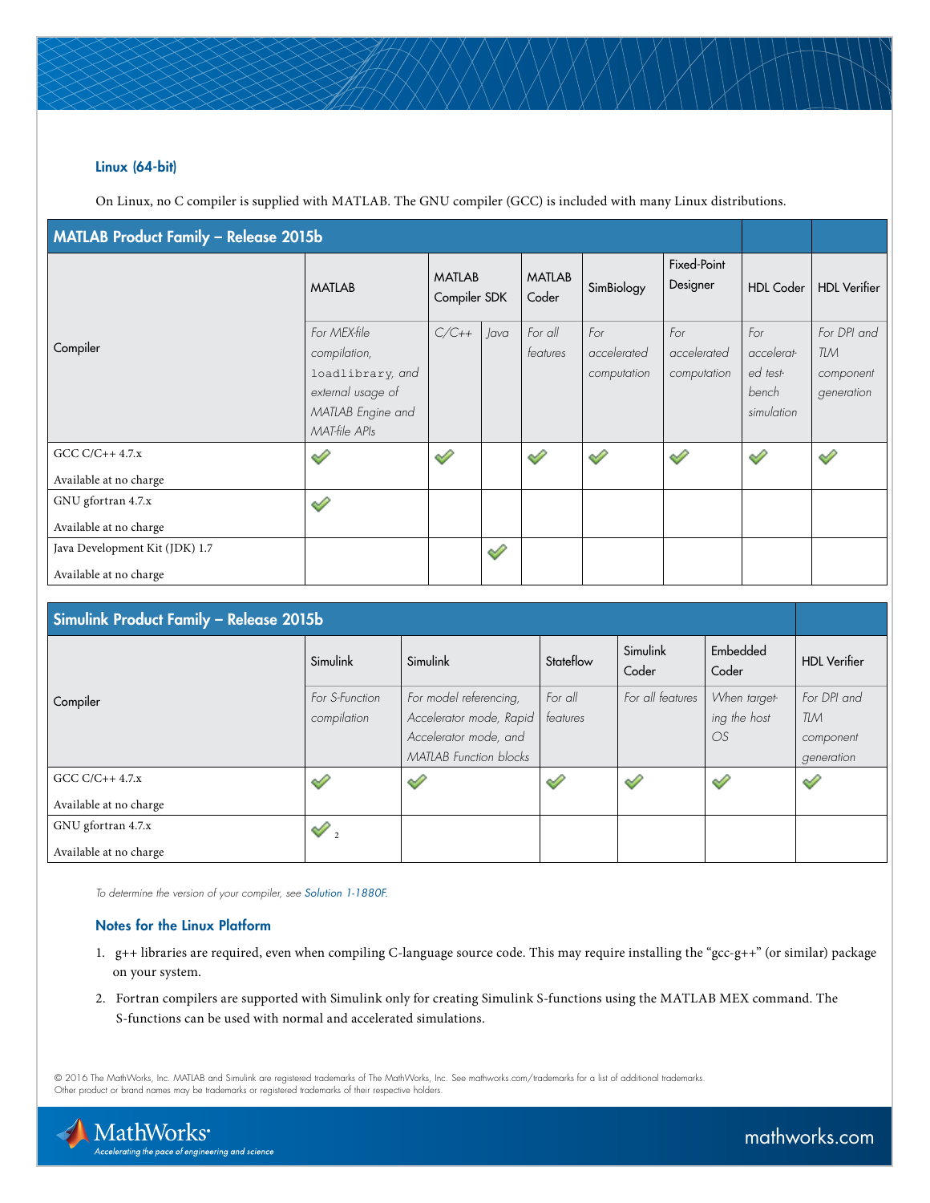### Linux (64-bit)

On Linux, no C compiler is supplied with MATLAB. The GNU compiler (GCC) is included with many Linux distributions.

| MATLAB Product Family – Release 2015b | | | | | | | | |
|---|---|---|---|---|---|---|---|---|
| Compiler | MATLAB | MATLAB Compiler SDK | | MATLAB Coder | SimBiology | Fixed-Point Designer | HDL Coder | HDL Verifier |
| | *For MEX-file compilation,* `loadlibrary`*, and external usage of MATLAB Engine and MAT-file APIs* | *C/C++* | *Java* | *For all features* | *For accelerated computation* | *For accelerated computation* | *For accelerated test-bench simulation* | *For DPI and TLM component generation* |
| GCC C/C++ 4.7.x<br>Available at no charge | ✔ | ✔ | | ✔ | ✔ | ✔ | ✔ | ✔ |
| GNU gfortran 4.7.x<br>Available at no charge | ✔ | | | | | | | |
| Java Development Kit (JDK) 1.7<br>Available at no charge | | | ✔ | | | | | |

| Simulink Product Family – Release 2015b | | | | | | |
|---|---|---|---|---|---|---|
| Compiler | Simulink | Simulink | Stateflow | Simulink Coder | Embedded Coder | HDL Verifier |
| | *For S-Function compilation* | *For model referencing, Accelerator mode, Rapid Accelerator mode, and MATLAB Function blocks* | *For all features* | *For all features* | *When targeting the host OS* | *For DPI and TLM component generation* |
| GCC C/C++ 4.7.x<br>Available at no charge | ✔ | ✔ | ✔ | ✔ | ✔ | ✔ |
| GNU gfortran 4.7.x<br>Available at no charge | ✔ [2] | | | | | |

*To determine the version of your compiler, see Solution 1-1880F.*

### Notes for the Linux Platform

1. g++ libraries are required, even when compiling C-language source code. This may require installing the "gcc-g++" (or similar) package on your system.
2. Fortran compilers are supported with Simulink only for creating Simulink S-functions using the MATLAB MEX command. The S-functions can be used with normal and accelerated simulations.

© 2016 The MathWorks, Inc. MATLAB and Simulink are registered trademarks of The MathWorks, Inc. See mathworks.com/trademarks for a list of additional trademarks. Other product or brand names may be trademarks or registered trademarks of their respective holders.

MathWorks
*Accelerating the pace of engineering and science*

mathworks.com